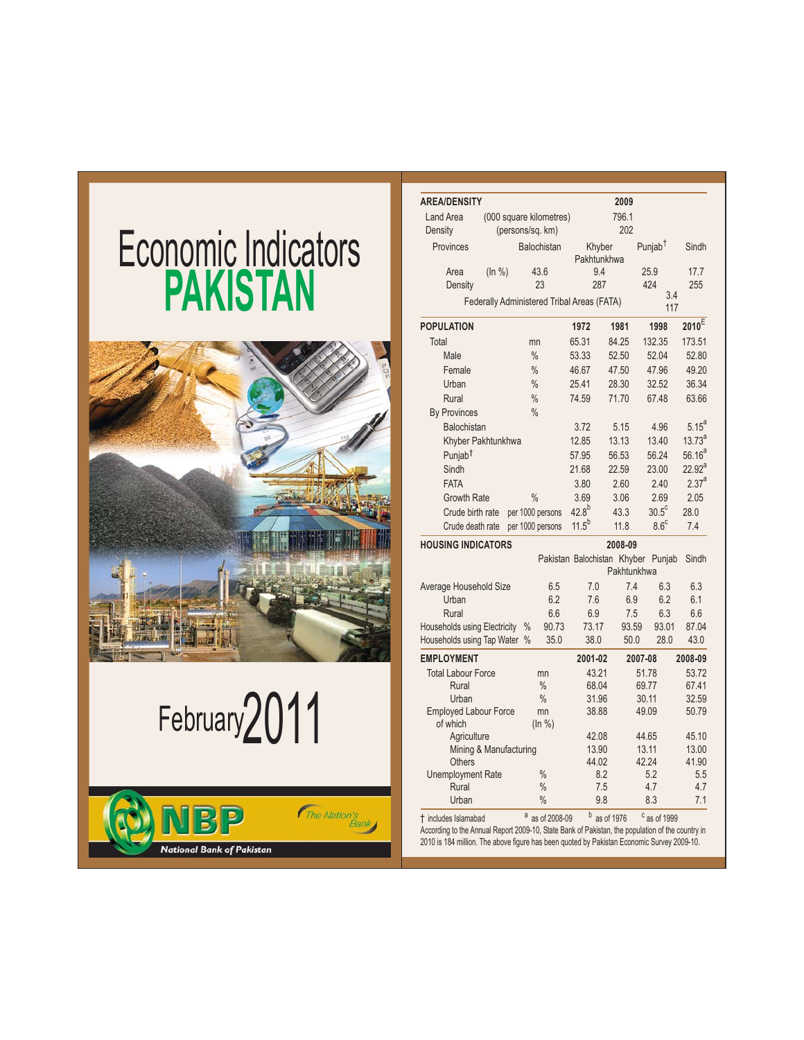# Economic Indicators PAKISTAN

February 2011

NBP — National Bank of Pakistan — The Nation's Bank

## AREA/DENSITY

| | | 2009 |
|---|---|---|
| Land Area | (000 square kilometres) | 796.1 |
| Density | (persons/sq. km) | 202 |

| Provinces | | Balochistan | Khyber Pakhtunkhwa | Punjab† | Sindh |
|---|---|---|---|---|---|
| Area | (In %) | 43.6 | 9.4 | 25.9 | 17.7 |
| Density | | 23 | 287 | 424 | 255 |

| Federally Administered Tribal Areas (FATA) | Area (In %) | Density |
|---|---|---|
| | 3.4 | 117 |

## POPULATION

| | | 1972 | 1981 | 1998 | 2010[E] |
|---|---|---|---|---|---|
| Total | mn | 65.31 | 84.25 | 132.35 | 173.51 |
| Male | % | 53.33 | 52.50 | 52.04 | 52.80 |
| Female | % | 46.67 | 47.50 | 47.96 | 49.20 |
| Urban | % | 25.41 | 28.30 | 32.52 | 36.34 |
| Rural | % | 74.59 | 71.70 | 67.48 | 63.66 |
| By Provinces | % | | | | |
| Balochistan | | 3.72 | 5.15 | 4.96 | 5.15[a] |
| Khyber Pakhtunkhwa | | 12.85 | 13.13 | 13.40 | 13.73[a] |
| Punjab† | | 57.95 | 56.53 | 56.24 | 56.16[a] |
| Sindh | | 21.68 | 22.59 | 23.00 | 22.92[a] |
| FATA | | 3.80 | 2.60 | 2.40 | 2.37[a] |
| Growth Rate | % | 3.69 | 3.06 | 2.69 | 2.05 |
| Crude birth rate | per 1000 persons | 42.8[b] | 43.3 | 30.5[c] | 28.0 |
| Crude death rate | per 1000 persons | 11.5[b] | 11.8 | 8.6[c] | 7.4 |

## HOUSING INDICATORS

| 2008-09 | | Pakistan | Balochistan | Khyber Pakhtunkhwa | Punjab | Sindh |
|---|---|---|---|---|---|---|
| Average Household Size | | 6.5 | 7.0 | 7.4 | 6.3 | 6.3 |
| Urban | | 6.2 | 7.6 | 6.9 | 6.2 | 6.1 |
| Rural | | 6.6 | 6.9 | 7.5 | 6.3 | 6.6 |
| Households using Electricity | % | 90.73 | 73.17 | 93.59 | 93.01 | 87.04 |
| Households using Tap Water | % | 35.0 | 38.0 | 50.0 | 28.0 | 43.0 |

## EMPLOYMENT

| | | 2001-02 | 2007-08 | 2008-09 |
|---|---|---|---|---|
| Total Labour Force | mn | 43.21 | 51.78 | 53.72 |
| Rural | % | 68.04 | 69.77 | 67.41 |
| Urban | % | 31.96 | 30.11 | 32.59 |
| Employed Labour Force | mn | 38.88 | 49.09 | 50.79 |
| of which | (In %) | | | |
| Agriculture | | 42.08 | 44.65 | 45.10 |
| Mining & Manufacturing | | 13.90 | 13.11 | 13.00 |
| Others | | 44.02 | 42.24 | 41.90 |
| Unemployment Rate | % | 8.2 | 5.2 | 5.5 |
| Rural | % | 7.5 | 4.7 | 4.7 |
| Urban | % | 9.8 | 8.3 | 7.1 |

† includes Islamabad [a] as of 2008-09 [b] as of 1976 [c] as of 1999

According to the Annual Report 2009-10, State Bank of Pakistan, the population of the country in 2010 is 184 million. The above figure has been quoted by Pakistan Economic Survey 2009-10.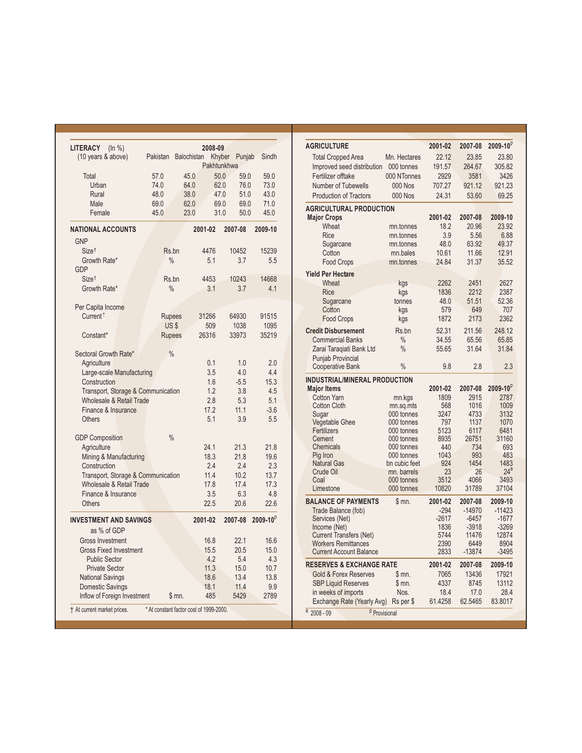## LITERACY (In %)

| (10 years & above) | 2008-09 | | | | |
|---|---|---|---|---|---|
| | Pakistan | Balochistan | Khyber Pakhtunkhwa | Punjab | Sindh |
| Total | 57.0 | 45.0 | 50.0 | 59.0 | 59.0 |
| Urban | 74.0 | 64.0 | 62.0 | 76.0 | 73.0 |
| Rural | 48.0 | 38.0 | 47.0 | 51.0 | 43.0 |
| Male | 69.0 | 62.0 | 69.0 | 69.0 | 71.0 |
| Female | 45.0 | 23.0 | 31.0 | 50.0 | 45.0 |

## NATIONAL ACCOUNTS

| | | 2001-02 | 2007-08 | 2009-10 |
|---|---|---|---|---|
| **GNP** | | | | |
| Size† | Rs.bn | 4476 | 10452 | 15239 |
| Growth Rate* | % | 5.1 | 3.7 | 5.5 |
| **GDP** | | | | |
| Size† | Rs.bn | 4453 | 10243 | 14668 |
| Growth Rate* | % | 3.1 | 3.7 | 4.1 |
| **Per Capita Income** | | | | |
| Current† | Rupees | 31266 | 64930 | 91515 |
| | US $ | 509 | 1038 | 1095 |
| Constant* | Rupees | 26316 | 33973 | 35219 |
| **Sectoral Growth Rate*** | % | | | |
| Agriculture | | 0.1 | 1.0 | 2.0 |
| Large-scale Manufacturing | | 3.5 | 4.0 | 4.4 |
| Construction | | 1.6 | -5.5 | 15.3 |
| Transport, Storage & Communication | | 1.2 | 3.8 | 4.5 |
| Wholesale & Retail Trade | | 2.8 | 5.3 | 5.1 |
| Finance & Insurance | | 17.2 | 11.1 | -3.6 |
| Others | | 5.1 | 3.9 | 5.5 |
| **GDP Composition** | % | | | |
| Agriculture | | 24.1 | 21.3 | 21.8 |
| Mining & Manufacturing | | 18.3 | 21.8 | 19.6 |
| Construction | | 2.4 | 2.4 | 2.3 |
| Transport, Storage & Communication | | 11.4 | 10.2 | 13.7 |
| Wholesale & Retail Trade | | 17.8 | 17.4 | 17.3 |
| Finance & Insurance | | 3.5 | 6.3 | 4.8 |
| Others | | 22.5 | 20.6 | 22.6 |

## INVESTMENT AND SAVINGS

| | | 2001-02 | 2007-08 | 2009-10[p] |
|---|---|---|---|---|
| as % of GDP | | | | |
| Gross Investment | | 16.8 | 22.1 | 16.6 |
| Gross Fixed Investment | | 15.5 | 20.5 | 15.0 |
| Public Sector | | 4.2 | 5.4 | 4.3 |
| Private Sector | | 11.3 | 15.0 | 10.7 |
| National Savings | | 18.6 | 13.4 | 13.8 |
| Domestic Savings | | 18.1 | 11.4 | 9.9 |
| Inflow of Foreign Investment | $ mn. | 485 | 5429 | 2789 |

† At current market prices. * At constant factor cost of 1999-2000.

## AGRICULTURE

| | | 2001-02 | 2007-08 | 2009-10[p] |
|---|---|---|---|---|
| Total Cropped Area | Mn. Hectares | 22.12 | 23.85 | 23.80 |
| Improved seed distribution | 000 tonnes | 191.57 | 264.67 | 305.82 |
| Fertilizer offtake | 000 NTonnes | 2929 | 3581 | 3426 |
| Number of Tubewells | 000 Nos | 707.27 | 921.12 | 921.23 |
| Production of Tractors | 000 Nos | 24.31 | 53.60 | 69.25 |

## AGRICULTURAL PRODUCTION

| Major Crops | | 2001-02 | 2007-08 | 2009-10 |
|---|---|---|---|---|
| Wheat | mn.tonnes | 18.2 | 20.96 | 23.92 |
| Rice | mn.tonnes | 3.9 | 5.56 | 6.88 |
| Sugarcane | mn.tonnes | 48.0 | 63.92 | 49.37 |
| Cotton | mn.bales | 10.61 | 11.66 | 12.91 |
| Food Crops | mn.tonnes | 24.84 | 31.37 | 35.52 |
| **Yield Per Hectare** | | | | |
| Wheat | kgs | 2262 | 2451 | 2627 |
| Rice | kgs | 1836 | 2212 | 2387 |
| Sugarcane | tonnes | 48.0 | 51.51 | 52.36 |
| Cotton | kgs | 579 | 649 | 707 |
| Food Crops | kgs | 1872 | 2173 | 2362 |
| **Credit Disbursement** | Rs.bn | 52.31 | 211.56 | 248.12 |
| Commercial Banks | % | 34.55 | 65.56 | 65.85 |
| Zarai Taraqiati Bank Ltd | % | 55.65 | 31.64 | 31.84 |
| Punjab Provincial Cooperative Bank | % | 9.8 | 2.8 | 2.3 |

## INDUSTRIAL/MINERAL PRODUCTION

| Major Items | | 2001-02 | 2007-08 | 2009-10[p] |
|---|---|---|---|---|
| Cotton Yarn | mn.kgs | 1809 | 2915 | 2787 |
| Cotton Cloth | mn.sq.mts | 568 | 1016 | 1009 |
| Sugar | 000 tonnes | 3247 | 4733 | 3132 |
| Vegetable Ghee | 000 tonnes | 797 | 1137 | 1070 |
| Fertilizers | 000 tonnes | 5123 | 6117 | 6481 |
| Cement | 000 tonnes | 8935 | 26751 | 31160 |
| Chemicals | 000 tonnes | 440 | 734 | 693 |
| Pig Iron | 000 tonnes | 1043 | 993 | 483 |
| Natural Gas | bn cubic feet | 924 | 1454 | 1483 |
| Crude Oil | mn. barrels | 23 | 26 | 24[a] |
| Coal | 000 tonnes | 3512 | 4066 | 3493 |
| Limestone | 000 tonnes | 10820 | 31789 | 37104 |

## BALANCE OF PAYMENTS

| $ mn. | 2001-02 | 2007-08 | 2009-10 |
|---|---|---|---|
| Trade Balance (fob) | -294 | -14970 | -11423 |
| Services (Net) | -2617 | -6457 | -1677 |
| Income (Net) | 1836 | -3918 | -3269 |
| Current Transfers (Net) | 5744 | 11476 | 12874 |
| Workers Remittances | 2390 | 6449 | 8904 |
| Current Account Balance | 2833 | -13874 | -3495 |

## RESERVES & EXCHANGE RATE

| | | 2001-02 | 2007-08 | 2009-10 |
|---|---|---|---|---|
| Gold & Forex Reserves | $ mn. | 7065 | 13436 | 17921 |
| SBP Liquid Reserves | $ mn. | 4337 | 8745 | 13112 |
| in weeks of imports | Nos. | 18.4 | 17.0 | 28.4 |
| Exchange Rate (Yearly Avg) | Rs per $ | 61.4258 | 62.5465 | 83.8017 |

[a] 2008 - 09 [p] Provisional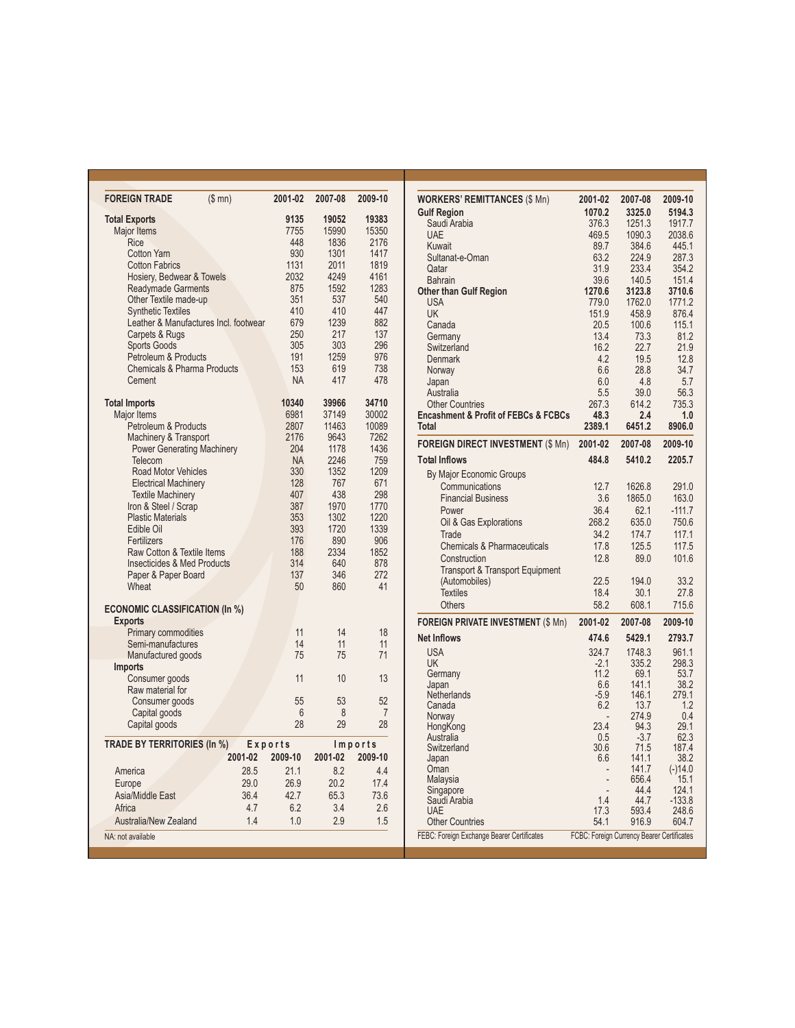| FOREIGN TRADE ($ mn) | 2001-02 | 2007-08 | 2009-10 |
|---|---|---|---|
| **Total Exports** | **9135** | **19052** | **19383** |
| Major Items | 7755 | 15990 | 15350 |
| Rice | 448 | 1836 | 2176 |
| Cotton Yarn | 930 | 1301 | 1417 |
| Cotton Fabrics | 1131 | 2011 | 1819 |
| Hosiery, Bedwear & Towels | 2032 | 4249 | 4161 |
| Readymade Garments | 875 | 1592 | 1283 |
| Other Textile made-up | 351 | 537 | 540 |
| Synthetic Textiles | 410 | 410 | 447 |
| Leather & Manufactures Incl. footwear | 679 | 1239 | 882 |
| Carpets & Rugs | 250 | 217 | 137 |
| Sports Goods | 305 | 303 | 296 |
| Petroleum & Products | 191 | 1259 | 976 |
| Chemicals & Pharma Products | 153 | 619 | 738 |
| Cement | NA | 417 | 478 |
| **Total Imports** | **10340** | **39966** | **34710** |
| Major Items | 6981 | 37149 | 30002 |
| Petroleum & Products | 2807 | 11463 | 10089 |
| Machinery & Transport | 2176 | 9643 | 7262 |
| Power Generating Machinery | 204 | 1178 | 1436 |
| Telecom | NA | 2246 | 759 |
| Road Motor Vehicles | 330 | 1352 | 1209 |
| Electrical Machinery | 128 | 767 | 671 |
| Textile Machinery | 407 | 438 | 298 |
| Iron & Steel / Scrap | 387 | 1970 | 1770 |
| Plastic Materials | 353 | 1302 | 1220 |
| Edible Oil | 393 | 1720 | 1339 |
| Fertilizers | 176 | 890 | 906 |
| Raw Cotton & Textile Items | 188 | 2334 | 1852 |
| Insecticides & Med Products | 314 | 640 | 878 |
| Paper & Paper Board | 137 | 346 | 272 |
| Wheat | 50 | 860 | 41 |

| ECONOMIC CLASSIFICATION (In %) | 2001-02 | 2007-08 | 2009-10 |
|---|---|---|---|
| **Exports** | | | |
| Primary commodities | 11 | 14 | 18 |
| Semi-manufactures | 14 | 11 | 11 |
| Manufactured goods | 75 | 75 | 71 |
| **Imports** | | | |
| Consumer goods | 11 | 10 | 13 |
| Raw material for | | | |
| Consumer goods | 55 | 53 | 52 |
| Capital goods | 6 | 8 | 7 |
| Capital goods | 28 | 29 | 28 |

| TRADE BY TERRITORIES (In %) | Exports | | Imports | |
|---|---|---|---|---|
| | 2001-02 | 2009-10 | 2001-02 | 2009-10 |
| America | 28.5 | 21.1 | 8.2 | 4.4 |
| Europe | 29.0 | 26.9 | 20.2 | 17.4 |
| Asia/Middle East | 36.4 | 42.7 | 65.3 | 73.6 |
| Africa | 4.7 | 6.2 | 3.4 | 2.6 |
| Australia/New Zealand | 1.4 | 1.0 | 2.9 | 1.5 |

NA: not available

| WORKERS' REMITTANCES ($ Mn) | 2001-02 | 2007-08 | 2009-10 |
|---|---|---|---|
| **Gulf Region** | **1070.2** | **3325.0** | **5194.3** |
| Saudi Arabia | 376.3 | 1251.3 | 1917.7 |
| UAE | 469.5 | 1090.3 | 2038.6 |
| Kuwait | 89.7 | 384.6 | 445.1 |
| Sultanat-e-Oman | 63.2 | 224.9 | 287.3 |
| Qatar | 31.9 | 233.4 | 354.2 |
| Bahrain | 39.6 | 140.5 | 151.4 |
| **Other than Gulf Region** | **1270.6** | **3123.8** | **3710.6** |
| USA | 779.0 | 1762.0 | 1771.2 |
| UK | 151.9 | 458.9 | 876.4 |
| Canada | 20.5 | 100.6 | 115.1 |
| Germany | 13.4 | 73.3 | 81.2 |
| Switzerland | 16.2 | 22.7 | 21.9 |
| Denmark | 4.2 | 19.5 | 12.8 |
| Norway | 6.6 | 28.8 | 34.7 |
| Japan | 6.0 | 4.8 | 5.7 |
| Australia | 5.5 | 39.0 | 56.3 |
| Other Countries | 267.3 | 614.2 | 735.3 |
| **Encashment & Profit of FEBCs & FCBCs** | **48.3** | **2.4** | **1.0** |
| **Total** | **2389.1** | **6451.2** | **8906.0** |

| FOREIGN DIRECT INVESTMENT ($ Mn) | 2001-02 | 2007-08 | 2009-10 |
|---|---|---|---|
| **Total Inflows** | **484.8** | **5410.2** | **2205.7** |
| By Major Economic Groups | | | |
| Communications | 12.7 | 1626.8 | 291.0 |
| Financial Business | 3.6 | 1865.0 | 163.0 |
| Power | 36.4 | 62.1 | -111.7 |
| Oil & Gas Explorations | 268.2 | 635.0 | 750.6 |
| Trade | 34.2 | 174.7 | 117.1 |
| Chemicals & Pharmaceuticals | 17.8 | 125.5 | 117.5 |
| Construction | 12.8 | 89.0 | 101.6 |
| Transport & Transport Equipment (Automobiles) | 22.5 | 194.0 | 33.2 |
| Textiles | 18.4 | 30.1 | 27.8 |
| Others | 58.2 | 608.1 | 715.6 |

| FOREIGN PRIVATE INVESTMENT ($ Mn) | 2001-02 | 2007-08 | 2009-10 |
|---|---|---|---|
| **Net Inflows** | **474.6** | **5429.1** | **2793.7** |
| USA | 324.7 | 1748.3 | 961.1 |
| UK | -2.1 | 335.2 | 298.3 |
| Germany | 11.2 | 69.1 | 53.7 |
| Japan | 6.6 | 141.1 | 38.2 |
| Netherlands | -5.9 | 146.1 | 279.1 |
| Canada | 6.2 | 13.7 | 1.2 |
| Norway | - | 274.9 | 0.4 |
| HongKong | 23.4 | 94.3 | 29.1 |
| Australia | 0.5 | -3.7 | 62.3 |
| Switzerland | 30.6 | 71.5 | 187.4 |
| Japan | 6.6 | 141.1 | 38.2 |
| Oman | - | 141.7 | (-)14.0 |
| Malaysia | - | 656.4 | 15.1 |
| Singapore | - | 44.4 | 124.1 |
| Saudi Arabia | 1.4 | 44.7 | -133.8 |
| UAE | 17.3 | 593.4 | 248.6 |
| Other Countries | 54.1 | 916.9 | 604.7 |

FEBC: Foreign Exchange Bearer Certificates FCBC: Foreign Currency Bearer Certificates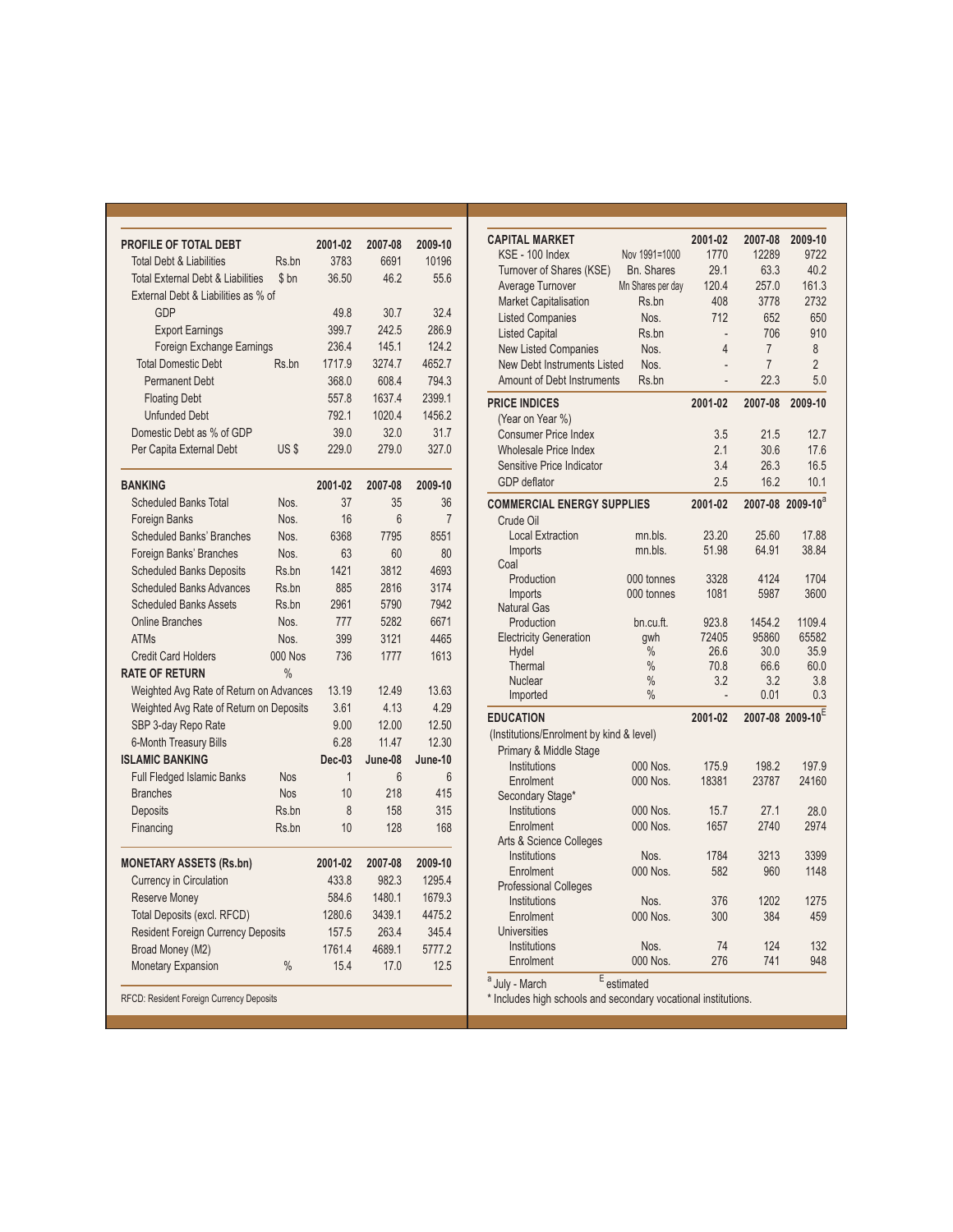| PROFILE OF TOTAL DEBT | | 2001-02 | 2007-08 | 2009-10 |
|---|---|---|---|---|
| Total Debt & Liabilities | Rs.bn | 3783 | 6691 | 10196 |
| Total External Debt & Liabilities | $ bn | 36.50 | 46.2 | 55.6 |
| External Debt & Liabilities as % of | | | | |
| GDP | | 49.8 | 30.7 | 32.4 |
| Export Earnings | | 399.7 | 242.5 | 286.9 |
| Foreign Exchange Earnings | | 236.4 | 145.1 | 124.2 |
| Total Domestic Debt | Rs.bn | 1717.9 | 3274.7 | 4652.7 |
| Permanent Debt | | 368.0 | 608.4 | 794.3 |
| Floating Debt | | 557.8 | 1637.4 | 2399.1 |
| Unfunded Debt | | 792.1 | 1020.4 | 1456.2 |
| Domestic Debt as % of GDP | | 39.0 | 32.0 | 31.7 |
| Per Capita External Debt | US $ | 229.0 | 279.0 | 327.0 |

| BANKING | | 2001-02 | 2007-08 | 2009-10 |
|---|---|---|---|---|
| Scheduled Banks Total | Nos. | 37 | 35 | 36 |
| Foreign Banks | Nos. | 16 | 6 | 7 |
| Scheduled Banks' Branches | Nos. | 6368 | 7795 | 8551 |
| Foreign Banks' Branches | Nos. | 63 | 60 | 80 |
| Scheduled Banks Deposits | Rs.bn | 1421 | 3812 | 4693 |
| Scheduled Banks Advances | Rs.bn | 885 | 2816 | 3174 |
| Scheduled Banks Assets | Rs.bn | 2961 | 5790 | 7942 |
| Online Branches | Nos. | 777 | 5282 | 6671 |
| ATMs | Nos. | 399 | 3121 | 4465 |
| Credit Card Holders | 000 Nos | 736 | 1777 | 1613 |
| **RATE OF RETURN** | % | | | |
| Weighted Avg Rate of Return on Advances | | 13.19 | 12.49 | 13.63 |
| Weighted Avg Rate of Return on Deposits | | 3.61 | 4.13 | 4.29 |
| SBP 3-day Repo Rate | | 9.00 | 12.00 | 12.50 |
| 6-Month Treasury Bills | | 6.28 | 11.47 | 12.30 |
| **ISLAMIC BANKING** | | **Dec-03** | **June-08** | **June-10** |
| Full Fledged Islamic Banks | Nos | 1 | 6 | 6 |
| Branches | Nos | 10 | 218 | 415 |
| Deposits | Rs.bn | 8 | 158 | 315 |
| Financing | Rs.bn | 10 | 128 | 168 |

| MONETARY ASSETS (Rs.bn) | | 2001-02 | 2007-08 | 2009-10 |
|---|---|---|---|---|
| Currency in Circulation | | 433.8 | 982.3 | 1295.4 |
| Reserve Money | | 584.6 | 1480.1 | 1679.3 |
| Total Deposits (excl. RFCD) | | 1280.6 | 3439.1 | 4475.2 |
| Resident Foreign Currency Deposits | | 157.5 | 263.4 | 345.4 |
| Broad Money (M2) | | 1761.4 | 4689.1 | 5777.2 |
| Monetary Expansion | % | 15.4 | 17.0 | 12.5 |

RFCD: Resident Foreign Currency Deposits

| CAPITAL MARKET | | 2001-02 | 2007-08 | 2009-10 |
|---|---|---|---|---|
| KSE - 100 Index | Nov 1991=1000 | 1770 | 12289 | 9722 |
| Turnover of Shares (KSE) | Bn. Shares | 29.1 | 63.3 | 40.2 |
| Average Turnover | Mn Shares per day | 120.4 | 257.0 | 161.3 |
| Market Capitalisation | Rs.bn | 408 | 3778 | 2732 |
| Listed Companies | Nos. | 712 | 652 | 650 |
| Listed Capital | Rs.bn | - | 706 | 910 |
| New Listed Companies | Nos. | 4 | 7 | 8 |
| New Debt Instruments Listed | Nos. | - | 7 | 2 |
| Amount of Debt Instruments | Rs.bn | - | 22.3 | 5.0 |

| PRICE INDICES | 2001-02 | 2007-08 | 2009-10 |
|---|---|---|---|
| (Year on Year %) | | | |
| Consumer Price Index | 3.5 | 21.5 | 12.7 |
| Wholesale Price Index | 2.1 | 30.6 | 17.6 |
| Sensitive Price Indicator | 3.4 | 26.3 | 16.5 |
| GDP deflator | 2.5 | 16.2 | 10.1 |

| COMMERCIAL ENERGY SUPPLIES | | 2001-02 | 2007-08 | 2009-10[a] |
|---|---|---|---|---|
| Crude Oil | | | | |
| Local Extraction | mn.bls. | 23.20 | 25.60 | 17.88 |
| Imports | mn.bls. | 51.98 | 64.91 | 38.84 |
| Coal | | | | |
| Production | 000 tonnes | 3328 | 4124 | 1704 |
| Imports | 000 tonnes | 1081 | 5987 | 3600 |
| Natural Gas | | | | |
| Production | bn.cu.ft. | 923.8 | 1454.2 | 1109.4 |
| Electricity Generation | gwh | 72405 | 95860 | 65582 |
| Hydel | % | 26.6 | 30.0 | 35.9 |
| Thermal | % | 70.8 | 66.6 | 60.0 |
| Nuclear | % | 3.2 | 3.2 | 3.8 |
| Imported | % | - | 0.01 | 0.3 |

| EDUCATION | | 2001-02 | 2007-08 | 2009-10[E] |
|---|---|---|---|---|
| (Institutions/Enrolment by kind & level) | | | | |
| Primary & Middle Stage | | | | |
| Institutions | 000 Nos. | 175.9 | 198.2 | 197.9 |
| Enrolment | 000 Nos. | 18381 | 23787 | 24160 |
| Secondary Stage* | | | | |
| Institutions | 000 Nos. | 15.7 | 27.1 | 28.0 |
| Enrolment | 000 Nos. | 1657 | 2740 | 2974 |
| Arts & Science Colleges | | | | |
| Institutions | Nos. | 1784 | 3213 | 3399 |
| Enrolment | 000 Nos. | 582 | 960 | 1148 |
| Professional Colleges | | | | |
| Institutions | Nos. | 376 | 1202 | 1275 |
| Enrolment | 000 Nos. | 300 | 384 | 459 |
| Universities | | | | |
| Institutions | Nos. | 74 | 124 | 132 |
| Enrolment | 000 Nos. | 276 | 741 | 948 |

[a] July - March [E] estimated

* Includes high schools and secondary vocational institutions.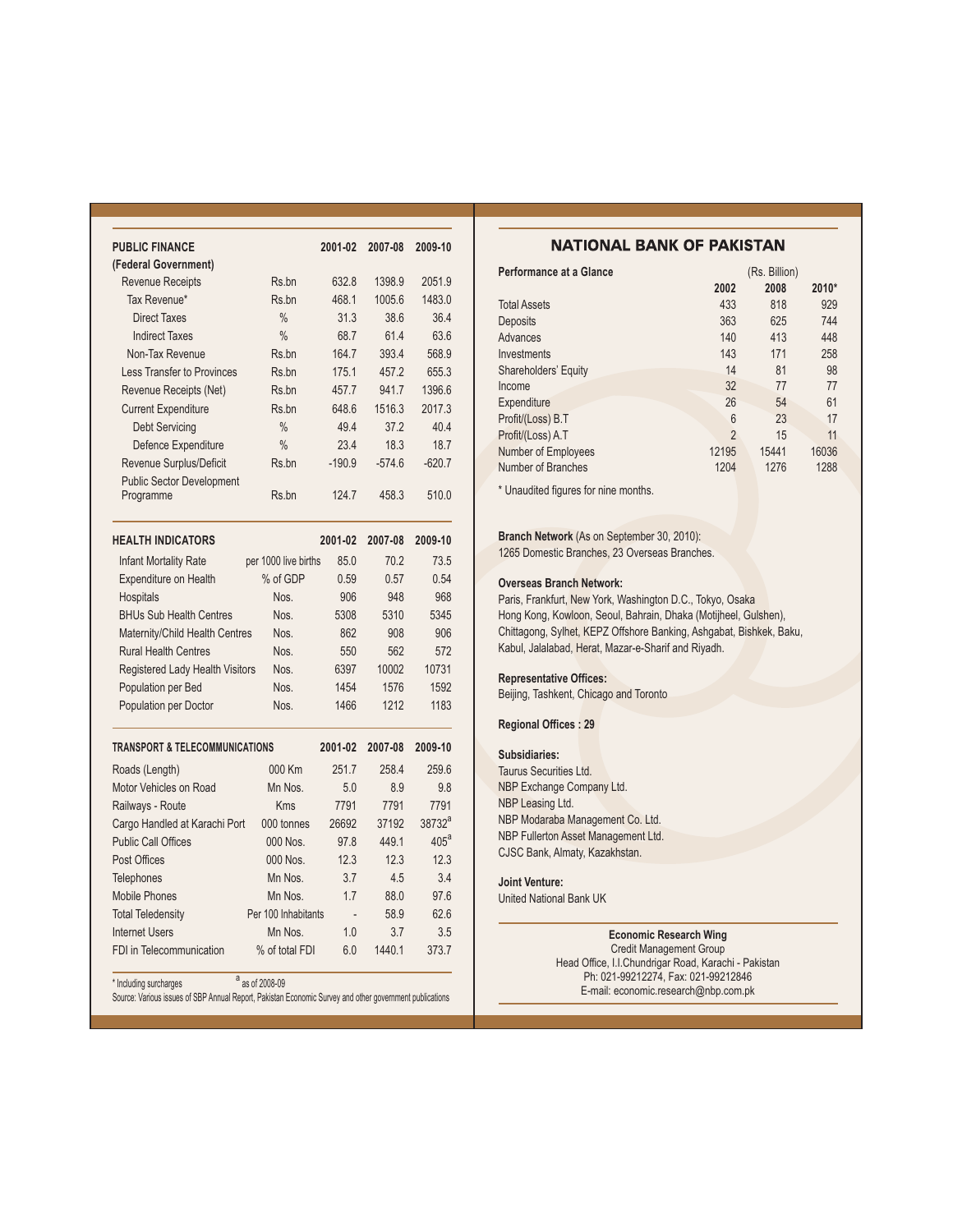| PUBLIC FINANCE (Federal Government) | | 2001-02 | 2007-08 | 2009-10 |
|---|---|---|---|---|
| Revenue Receipts | Rs.bn | 632.8 | 1398.9 | 2051.9 |
| Tax Revenue* | Rs.bn | 468.1 | 1005.6 | 1483.0 |
| Direct Taxes | % | 31.3 | 38.6 | 36.4 |
| Indirect Taxes | % | 68.7 | 61.4 | 63.6 |
| Non-Tax Revenue | Rs.bn | 164.7 | 393.4 | 568.9 |
| Less Transfer to Provinces | Rs.bn | 175.1 | 457.2 | 655.3 |
| Revenue Receipts (Net) | Rs.bn | 457.7 | 941.7 | 1396.6 |
| Current Expenditure | Rs.bn | 648.6 | 1516.3 | 2017.3 |
| Debt Servicing | % | 49.4 | 37.2 | 40.4 |
| Defence Expenditure | % | 23.4 | 18.3 | 18.7 |
| Revenue Surplus/Deficit | Rs.bn | -190.9 | -574.6 | -620.7 |
| Public Sector Development Programme | Rs.bn | 124.7 | 458.3 | 510.0 |

| HEALTH INDICATORS | | 2001-02 | 2007-08 | 2009-10 |
|---|---|---|---|---|
| Infant Mortality Rate | per 1000 live births | 85.0 | 70.2 | 73.5 |
| Expenditure on Health | % of GDP | 0.59 | 0.57 | 0.54 |
| Hospitals | Nos. | 906 | 948 | 968 |
| BHUs Sub Health Centres | Nos. | 5308 | 5310 | 5345 |
| Maternity/Child Health Centres | Nos. | 862 | 908 | 906 |
| Rural Health Centres | Nos. | 550 | 562 | 572 |
| Registered Lady Health Visitors | Nos. | 6397 | 10002 | 10731 |
| Population per Bed | Nos. | 1454 | 1576 | 1592 |
| Population per Doctor | Nos. | 1466 | 1212 | 1183 |

| TRANSPORT & TELECOMMUNICATIONS | | 2001-02 | 2007-08 | 2009-10 |
|---|---|---|---|---|
| Roads (Length) | 000 Km | 251.7 | 258.4 | 259.6 |
| Motor Vehicles on Road | Mn Nos. | 5.0 | 8.9 | 9.8 |
| Railways - Route | Kms | 7791 | 7791 | 7791 |
| Cargo Handled at Karachi Port | 000 tonnes | 26692 | 37192 | 38732[a] |
| Public Call Offices | 000 Nos. | 97.8 | 449.1 | 405[a] |
| Post Offices | 000 Nos. | 12.3 | 12.3 | 12.3 |
| Telephones | Mn Nos. | 3.7 | 4.5 | 3.4 |
| Mobile Phones | Mn Nos. | 1.7 | 88.0 | 97.6 |
| Total Teledensity | Per 100 Inhabitants | - | 58.9 | 62.6 |
| Internet Users | Mn Nos. | 1.0 | 3.7 | 3.5 |
| FDI in Telecommunication | % of total FDI | 6.0 | 1440.1 | 373.7 |

\* Including surcharges [a] as of 2008-09

Source: Various issues of SBP Annual Report, Pakistan Economic Survey and other government publications

## NATIONAL BANK OF PAKISTAN

| Performance at a Glance | (Rs. Billion) 2002 | 2008 | 2010* |
|---|---|---|---|
| Total Assets | 433 | 818 | 929 |
| Deposits | 363 | 625 | 744 |
| Advances | 140 | 413 | 448 |
| Investments | 143 | 171 | 258 |
| Shareholders' Equity | 14 | 81 | 98 |
| Income | 32 | 77 | 77 |
| Expenditure | 26 | 54 | 61 |
| Profit/(Loss) B.T | 6 | 23 | 17 |
| Profit/(Loss) A.T | 2 | 15 | 11 |
| Number of Employees | 12195 | 15441 | 16036 |
| Number of Branches | 1204 | 1276 | 1288 |

\* Unaudited figures for nine months.

**Branch Network** (As on September 30, 2010):
1265 Domestic Branches, 23 Overseas Branches.

**Overseas Branch Network:**
Paris, Frankfurt, New York, Washington D.C., Tokyo, Osaka
Hong Kong, Kowloon, Seoul, Bahrain, Dhaka (Motijheel, Gulshen), Chittagong, Sylhet, KEPZ Offshore Banking, Ashgabat, Bishkek, Baku, Kabul, Jalalabad, Herat, Mazar-e-Sharif and Riyadh.

**Representative Offices:**
Beijing, Tashkent, Chicago and Toronto

**Regional Offices : 29**

**Subsidiaries:**
Taurus Securities Ltd.
NBP Exchange Company Ltd.
NBP Leasing Ltd.
NBP Modaraba Management Co. Ltd.
NBP Fullerton Asset Management Ltd.
CJSC Bank, Almaty, Kazakhstan.

**Joint Venture:**
United National Bank UK

**Economic Research Wing**
Credit Management Group
Head Office, I.I.Chundrigar Road, Karachi - Pakistan
Ph: 021-99212274, Fax: 021-99212846
E-mail: economic.research@nbp.com.pk